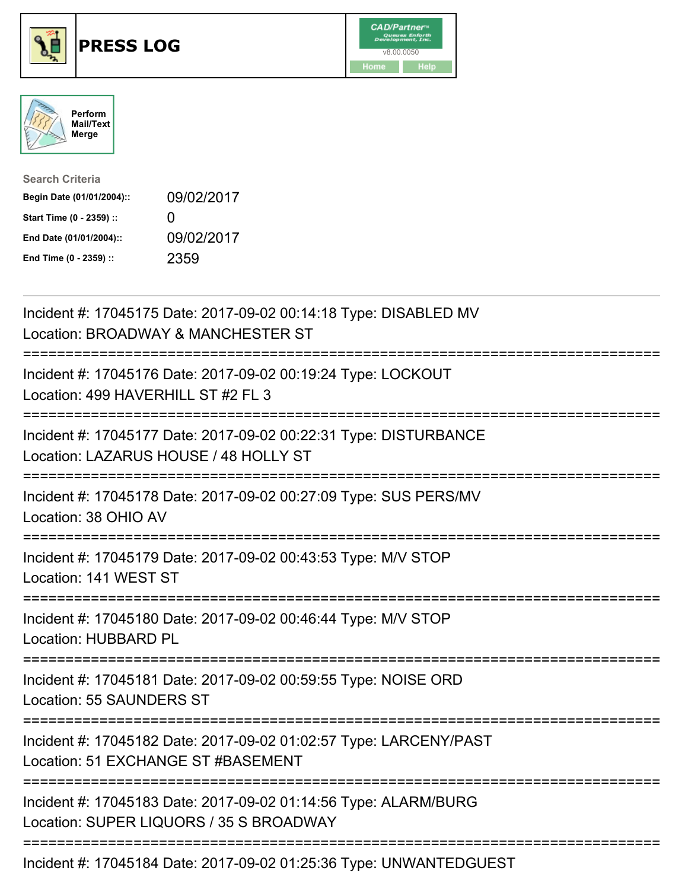# PRESS LOG

Perform Mail/Text Merge

**Search Criteria**

| | |
|---|---|
| **Begin Date (01/01/2004)::** | 09/02/2017 |
| **Start Time (0 - 2359) ::** | 0 |
| **End Date (01/01/2004)::** | 09/02/2017 |
| **End Time (0 - 2359) ::** | 2359 |

Incident #: 17045175 Date: 2017-09-02 00:14:18 Type: DISABLED MV
Location: BROADWAY & MANCHESTER ST

===========================================================================

Incident #: 17045176 Date: 2017-09-02 00:19:24 Type: LOCKOUT
Location: 499 HAVERHILL ST #2 FL 3

===========================================================================

Incident #: 17045177 Date: 2017-09-02 00:22:31 Type: DISTURBANCE
Location: LAZARUS HOUSE / 48 HOLLY ST

===========================================================================

Incident #: 17045178 Date: 2017-09-02 00:27:09 Type: SUS PERS/MV
Location: 38 OHIO AV

===========================================================================

Incident #: 17045179 Date: 2017-09-02 00:43:53 Type: M/V STOP
Location: 141 WEST ST

===========================================================================

Incident #: 17045180 Date: 2017-09-02 00:46:44 Type: M/V STOP
Location: HUBBARD PL

===========================================================================

Incident #: 17045181 Date: 2017-09-02 00:59:55 Type: NOISE ORD
Location: 55 SAUNDERS ST

===========================================================================

Incident #: 17045182 Date: 2017-09-02 01:02:57 Type: LARCENY/PAST
Location: 51 EXCHANGE ST #BASEMENT

===========================================================================

Incident #: 17045183 Date: 2017-09-02 01:14:56 Type: ALARM/BURG
Location: SUPER LIQUORS / 35 S BROADWAY

===========================================================================

Incident #: 17045184 Date: 2017-09-02 01:25:36 Type: UNWANTEDGUEST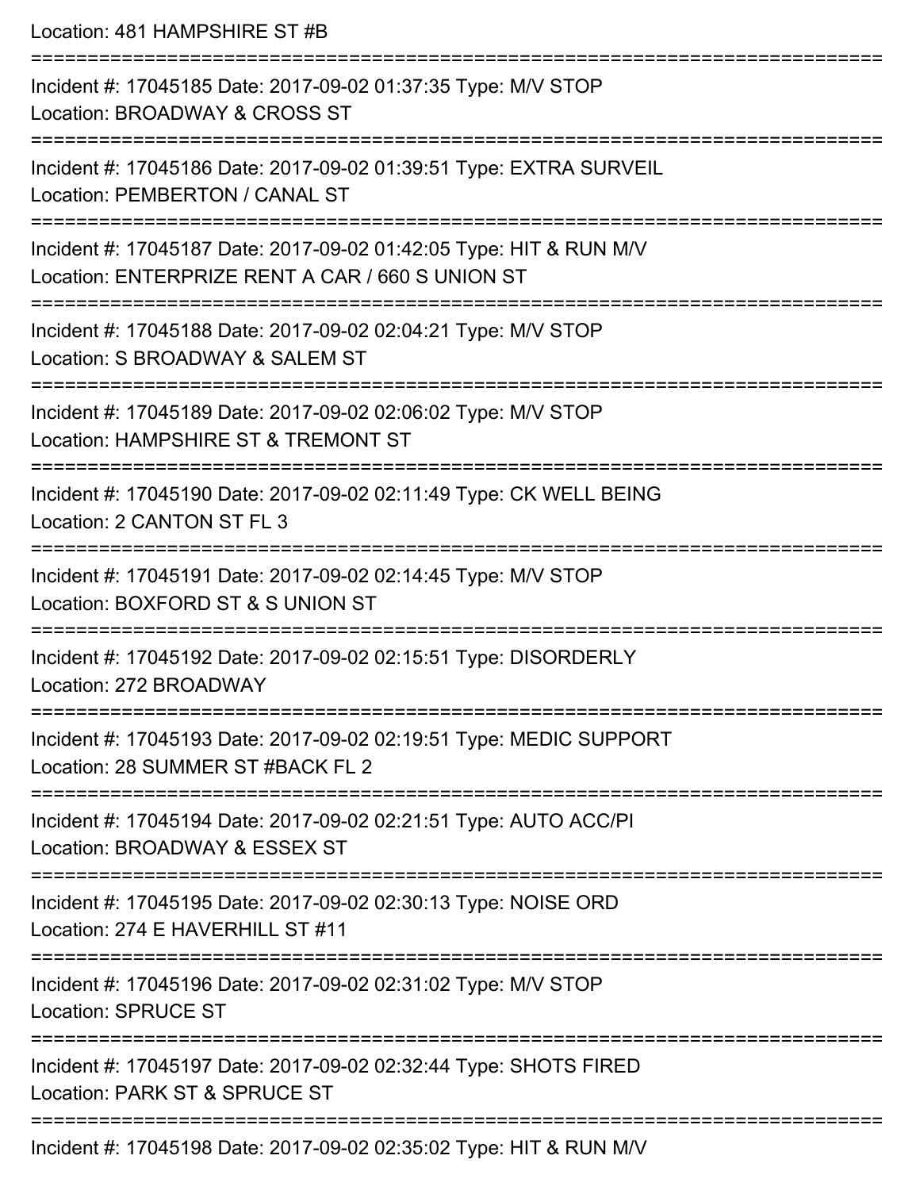Location: 481 HAMPSHIRE ST #B

===========================================================================

Incident #: 17045185 Date: 2017-09-02 01:37:35 Type: M/V STOP
Location: BROADWAY & CROSS ST

===========================================================================

Incident #: 17045186 Date: 2017-09-02 01:39:51 Type: EXTRA SURVEIL
Location: PEMBERTON / CANAL ST

===========================================================================

Incident #: 17045187 Date: 2017-09-02 01:42:05 Type: HIT & RUN M/V
Location: ENTERPRIZE RENT A CAR / 660 S UNION ST

===========================================================================

Incident #: 17045188 Date: 2017-09-02 02:04:21 Type: M/V STOP
Location: S BROADWAY & SALEM ST

===========================================================================

Incident #: 17045189 Date: 2017-09-02 02:06:02 Type: M/V STOP
Location: HAMPSHIRE ST & TREMONT ST

===========================================================================

Incident #: 17045190 Date: 2017-09-02 02:11:49 Type: CK WELL BEING
Location: 2 CANTON ST FL 3

===========================================================================

Incident #: 17045191 Date: 2017-09-02 02:14:45 Type: M/V STOP
Location: BOXFORD ST & S UNION ST

===========================================================================

Incident #: 17045192 Date: 2017-09-02 02:15:51 Type: DISORDERLY
Location: 272 BROADWAY

===========================================================================

Incident #: 17045193 Date: 2017-09-02 02:19:51 Type: MEDIC SUPPORT
Location: 28 SUMMER ST #BACK FL 2

===========================================================================

Incident #: 17045194 Date: 2017-09-02 02:21:51 Type: AUTO ACC/PI
Location: BROADWAY & ESSEX ST

===========================================================================

Incident #: 17045195 Date: 2017-09-02 02:30:13 Type: NOISE ORD
Location: 274 E HAVERHILL ST #11

===========================================================================

Incident #: 17045196 Date: 2017-09-02 02:31:02 Type: M/V STOP
Location: SPRUCE ST

===========================================================================

Incident #: 17045197 Date: 2017-09-02 02:32:44 Type: SHOTS FIRED
Location: PARK ST & SPRUCE ST

===========================================================================

Incident #: 17045198 Date: 2017-09-02 02:35:02 Type: HIT & RUN M/V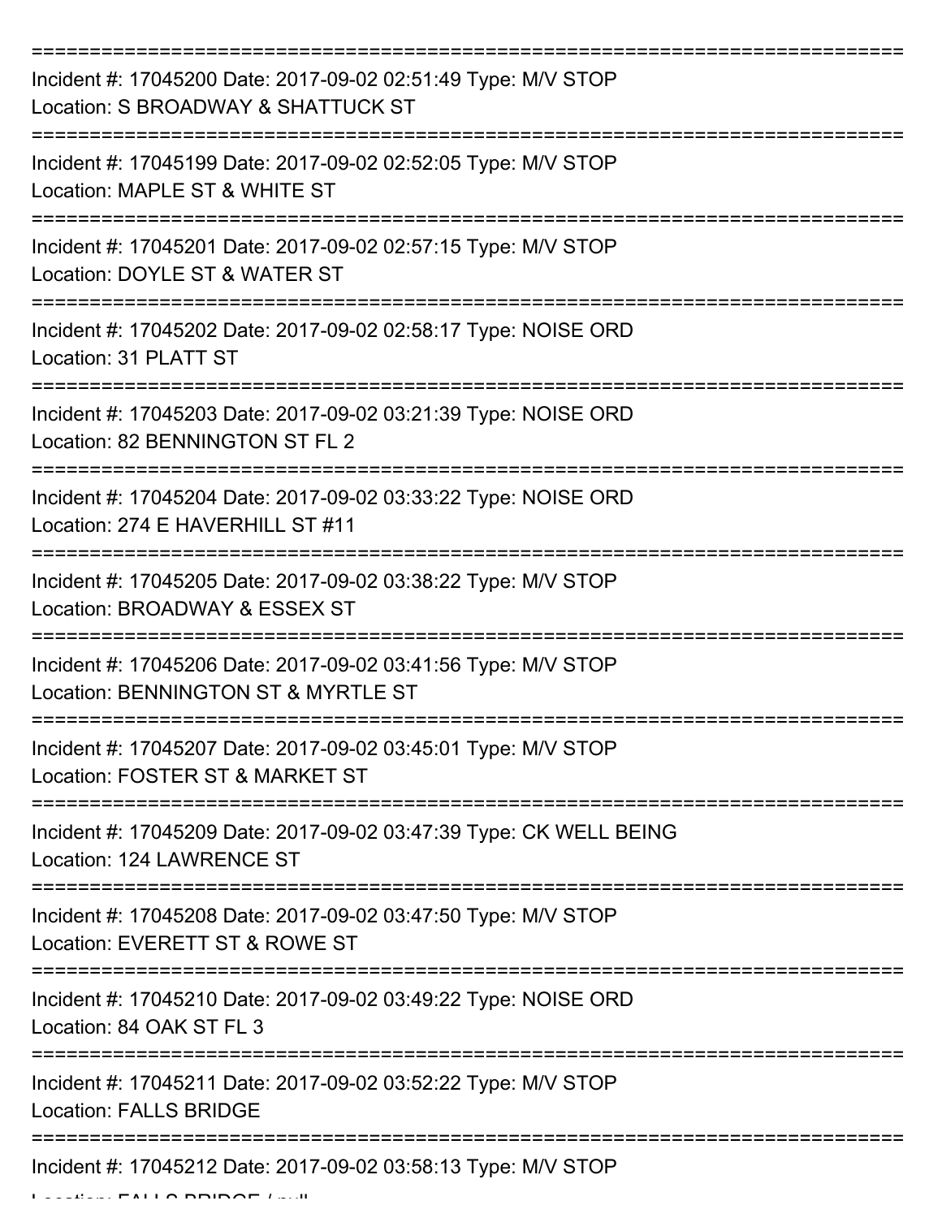===========================================================================

Incident #: 17045200 Date: 2017-09-02 02:51:49 Type: M/V STOP
Location: S BROADWAY & SHATTUCK ST

===========================================================================

Incident #: 17045199 Date: 2017-09-02 02:52:05 Type: M/V STOP
Location: MAPLE ST & WHITE ST

===========================================================================

Incident #: 17045201 Date: 2017-09-02 02:57:15 Type: M/V STOP
Location: DOYLE ST & WATER ST

===========================================================================

Incident #: 17045202 Date: 2017-09-02 02:58:17 Type: NOISE ORD
Location: 31 PLATT ST

===========================================================================

Incident #: 17045203 Date: 2017-09-02 03:21:39 Type: NOISE ORD
Location: 82 BENNINGTON ST FL 2

===========================================================================

Incident #: 17045204 Date: 2017-09-02 03:33:22 Type: NOISE ORD
Location: 274 E HAVERHILL ST #11

===========================================================================

Incident #: 17045205 Date: 2017-09-02 03:38:22 Type: M/V STOP
Location: BROADWAY & ESSEX ST

===========================================================================

Incident #: 17045206 Date: 2017-09-02 03:41:56 Type: M/V STOP
Location: BENNINGTON ST & MYRTLE ST

===========================================================================

Incident #: 17045207 Date: 2017-09-02 03:45:01 Type: M/V STOP
Location: FOSTER ST & MARKET ST

===========================================================================

Incident #: 17045209 Date: 2017-09-02 03:47:39 Type: CK WELL BEING
Location: 124 LAWRENCE ST

===========================================================================

Incident #: 17045208 Date: 2017-09-02 03:47:50 Type: M/V STOP
Location: EVERETT ST & ROWE ST

===========================================================================

Incident #: 17045210 Date: 2017-09-02 03:49:22 Type: NOISE ORD
Location: 84 OAK ST FL 3

===========================================================================

Incident #: 17045211 Date: 2017-09-02 03:52:22 Type: M/V STOP
Location: FALLS BRIDGE

===========================================================================

Incident #: 17045212 Date: 2017-09-02 03:58:13 Type: M/V STOP
Location: FALLS BRIDGE / null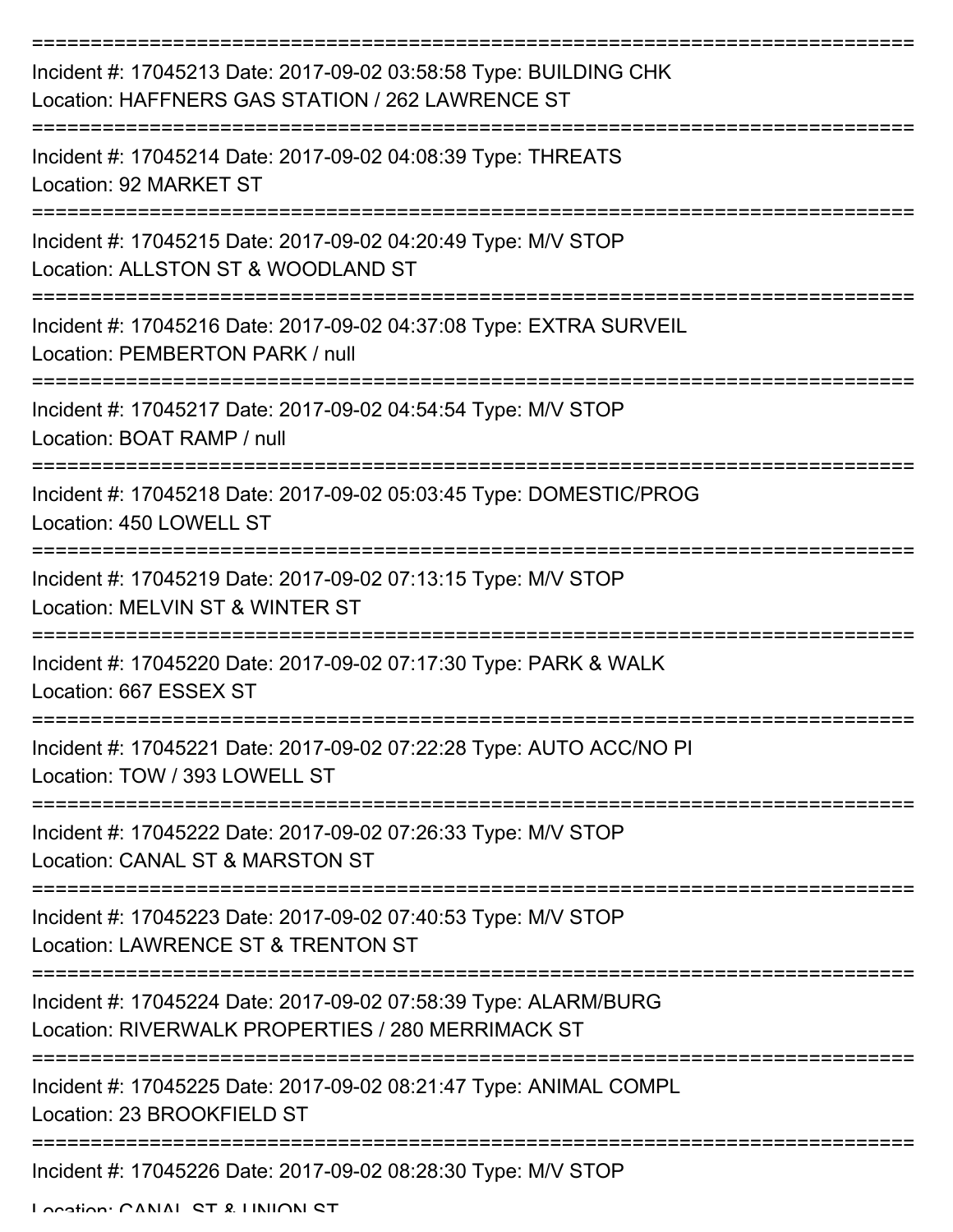===========================================================================
Incident #: 17045213 Date: 2017-09-02 03:58:58 Type: BUILDING CHK
Location: HAFFNERS GAS STATION / 262 LAWRENCE ST
===========================================================================
Incident #: 17045214 Date: 2017-09-02 04:08:39 Type: THREATS
Location: 92 MARKET ST
===========================================================================
Incident #: 17045215 Date: 2017-09-02 04:20:49 Type: M/V STOP
Location: ALLSTON ST & WOODLAND ST
===========================================================================
Incident #: 17045216 Date: 2017-09-02 04:37:08 Type: EXTRA SURVEIL
Location: PEMBERTON PARK / null
===========================================================================
Incident #: 17045217 Date: 2017-09-02 04:54:54 Type: M/V STOP
Location: BOAT RAMP / null
===========================================================================
Incident #: 17045218 Date: 2017-09-02 05:03:45 Type: DOMESTIC/PROG
Location: 450 LOWELL ST
===========================================================================
Incident #: 17045219 Date: 2017-09-02 07:13:15 Type: M/V STOP
Location: MELVIN ST & WINTER ST
===========================================================================
Incident #: 17045220 Date: 2017-09-02 07:17:30 Type: PARK & WALK
Location: 667 ESSEX ST
===========================================================================
Incident #: 17045221 Date: 2017-09-02 07:22:28 Type: AUTO ACC/NO PI
Location: TOW / 393 LOWELL ST
===========================================================================
Incident #: 17045222 Date: 2017-09-02 07:26:33 Type: M/V STOP
Location: CANAL ST & MARSTON ST
===========================================================================
Incident #: 17045223 Date: 2017-09-02 07:40:53 Type: M/V STOP
Location: LAWRENCE ST & TRENTON ST
===========================================================================
Incident #: 17045224 Date: 2017-09-02 07:58:39 Type: ALARM/BURG
Location: RIVERWALK PROPERTIES / 280 MERRIMACK ST
===========================================================================
Incident #: 17045225 Date: 2017-09-02 08:21:47 Type: ANIMAL COMPL
Location: 23 BROOKFIELD ST
===========================================================================
Incident #: 17045226 Date: 2017-09-02 08:28:30 Type: M/V STOP
Location: CANAL ST & UNION ST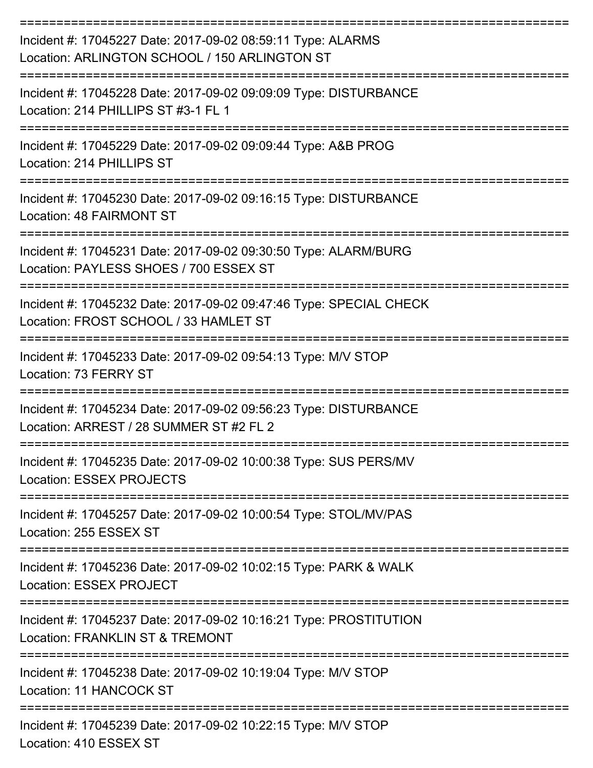===========================================================================

Incident #: 17045227 Date: 2017-09-02 08:59:11 Type: ALARMS
Location: ARLINGTON SCHOOL / 150 ARLINGTON ST

===========================================================================

Incident #: 17045228 Date: 2017-09-02 09:09:09 Type: DISTURBANCE
Location: 214 PHILLIPS ST #3-1 FL 1

===========================================================================

Incident #: 17045229 Date: 2017-09-02 09:09:44 Type: A&B PROG
Location: 214 PHILLIPS ST

===========================================================================

Incident #: 17045230 Date: 2017-09-02 09:16:15 Type: DISTURBANCE
Location: 48 FAIRMONT ST

===========================================================================

Incident #: 17045231 Date: 2017-09-02 09:30:50 Type: ALARM/BURG
Location: PAYLESS SHOES / 700 ESSEX ST

===========================================================================

Incident #: 17045232 Date: 2017-09-02 09:47:46 Type: SPECIAL CHECK
Location: FROST SCHOOL / 33 HAMLET ST

===========================================================================

Incident #: 17045233 Date: 2017-09-02 09:54:13 Type: M/V STOP
Location: 73 FERRY ST

===========================================================================

Incident #: 17045234 Date: 2017-09-02 09:56:23 Type: DISTURBANCE
Location: ARREST / 28 SUMMER ST #2 FL 2

===========================================================================

Incident #: 17045235 Date: 2017-09-02 10:00:38 Type: SUS PERS/MV
Location: ESSEX PROJECTS

===========================================================================

Incident #: 17045257 Date: 2017-09-02 10:00:54 Type: STOL/MV/PAS
Location: 255 ESSEX ST

===========================================================================

Incident #: 17045236 Date: 2017-09-02 10:02:15 Type: PARK & WALK
Location: ESSEX PROJECT

===========================================================================

Incident #: 17045237 Date: 2017-09-02 10:16:21 Type: PROSTITUTION
Location: FRANKLIN ST & TREMONT

===========================================================================

Incident #: 17045238 Date: 2017-09-02 10:19:04 Type: M/V STOP
Location: 11 HANCOCK ST

===========================================================================

Incident #: 17045239 Date: 2017-09-02 10:22:15 Type: M/V STOP
Location: 410 ESSEX ST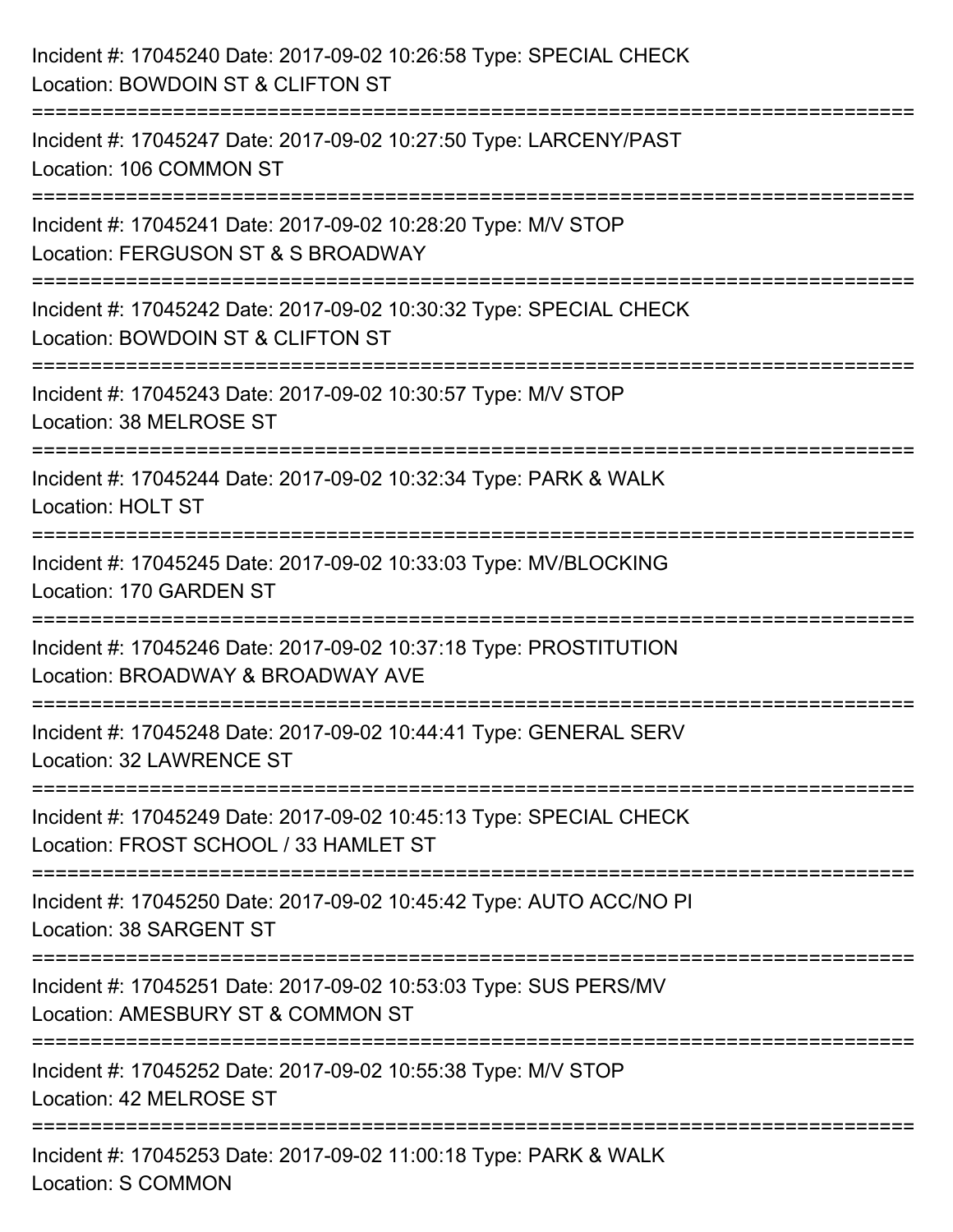Incident #: 17045240 Date: 2017-09-02 10:26:58 Type: SPECIAL CHECK
Location: BOWDOIN ST & CLIFTON ST

===========================================================================

Incident #: 17045247 Date: 2017-09-02 10:27:50 Type: LARCENY/PAST
Location: 106 COMMON ST

===========================================================================

Incident #: 17045241 Date: 2017-09-02 10:28:20 Type: M/V STOP
Location: FERGUSON ST & S BROADWAY

===========================================================================

Incident #: 17045242 Date: 2017-09-02 10:30:32 Type: SPECIAL CHECK
Location: BOWDOIN ST & CLIFTON ST

===========================================================================

Incident #: 17045243 Date: 2017-09-02 10:30:57 Type: M/V STOP
Location: 38 MELROSE ST

===========================================================================

Incident #: 17045244 Date: 2017-09-02 10:32:34 Type: PARK & WALK
Location: HOLT ST

===========================================================================

Incident #: 17045245 Date: 2017-09-02 10:33:03 Type: MV/BLOCKING
Location: 170 GARDEN ST

===========================================================================

Incident #: 17045246 Date: 2017-09-02 10:37:18 Type: PROSTITUTION
Location: BROADWAY & BROADWAY AVE

===========================================================================

Incident #: 17045248 Date: 2017-09-02 10:44:41 Type: GENERAL SERV
Location: 32 LAWRENCE ST

===========================================================================

Incident #: 17045249 Date: 2017-09-02 10:45:13 Type: SPECIAL CHECK
Location: FROST SCHOOL / 33 HAMLET ST

===========================================================================

Incident #: 17045250 Date: 2017-09-02 10:45:42 Type: AUTO ACC/NO PI
Location: 38 SARGENT ST

===========================================================================

Incident #: 17045251 Date: 2017-09-02 10:53:03 Type: SUS PERS/MV
Location: AMESBURY ST & COMMON ST

===========================================================================

Incident #: 17045252 Date: 2017-09-02 10:55:38 Type: M/V STOP
Location: 42 MELROSE ST

===========================================================================

Incident #: 17045253 Date: 2017-09-02 11:00:18 Type: PARK & WALK
Location: S COMMON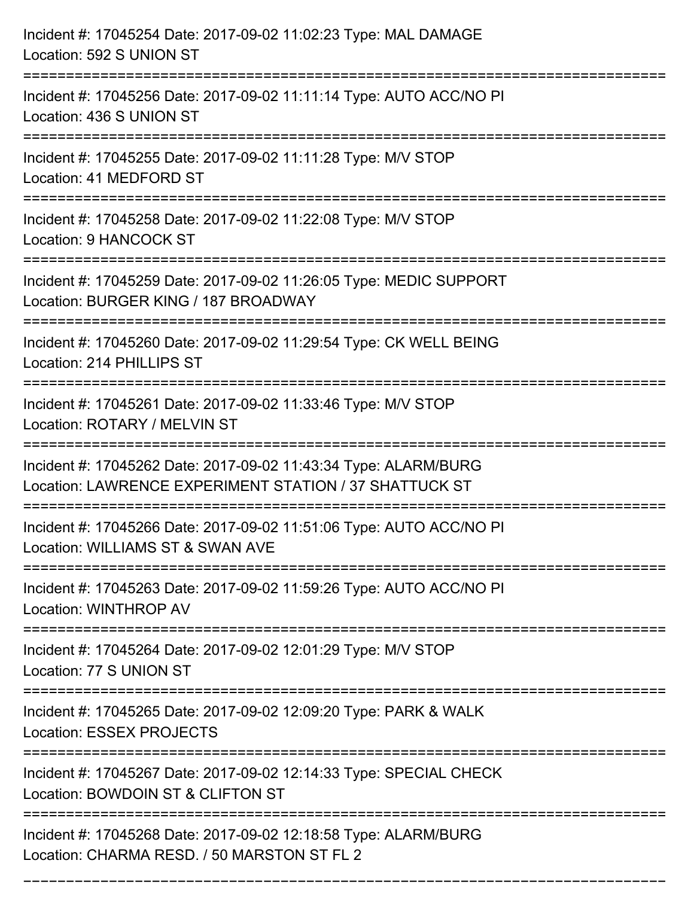Incident #: 17045254 Date: 2017-09-02 11:02:23 Type: MAL DAMAGE
Location: 592 S UNION ST

===========================================================================

Incident #: 17045256 Date: 2017-09-02 11:11:14 Type: AUTO ACC/NO PI
Location: 436 S UNION ST

===========================================================================

Incident #: 17045255 Date: 2017-09-02 11:11:28 Type: M/V STOP
Location: 41 MEDFORD ST

===========================================================================

Incident #: 17045258 Date: 2017-09-02 11:22:08 Type: M/V STOP
Location: 9 HANCOCK ST

===========================================================================

Incident #: 17045259 Date: 2017-09-02 11:26:05 Type: MEDIC SUPPORT
Location: BURGER KING / 187 BROADWAY

===========================================================================

Incident #: 17045260 Date: 2017-09-02 11:29:54 Type: CK WELL BEING
Location: 214 PHILLIPS ST

===========================================================================

Incident #: 17045261 Date: 2017-09-02 11:33:46 Type: M/V STOP
Location: ROTARY / MELVIN ST

===========================================================================

Incident #: 17045262 Date: 2017-09-02 11:43:34 Type: ALARM/BURG
Location: LAWRENCE EXPERIMENT STATION / 37 SHATTUCK ST

===========================================================================

Incident #: 17045266 Date: 2017-09-02 11:51:06 Type: AUTO ACC/NO PI
Location: WILLIAMS ST & SWAN AVE

===========================================================================

Incident #: 17045263 Date: 2017-09-02 11:59:26 Type: AUTO ACC/NO PI
Location: WINTHROP AV

===========================================================================

Incident #: 17045264 Date: 2017-09-02 12:01:29 Type: M/V STOP
Location: 77 S UNION ST

===========================================================================

Incident #: 17045265 Date: 2017-09-02 12:09:20 Type: PARK & WALK
Location: ESSEX PROJECTS

===========================================================================

Incident #: 17045267 Date: 2017-09-02 12:14:33 Type: SPECIAL CHECK
Location: BOWDOIN ST & CLIFTON ST

===========================================================================

Incident #: 17045268 Date: 2017-09-02 12:18:58 Type: ALARM/BURG
Location: CHARMA RESD. / 50 MARSTON ST FL 2

===========================================================================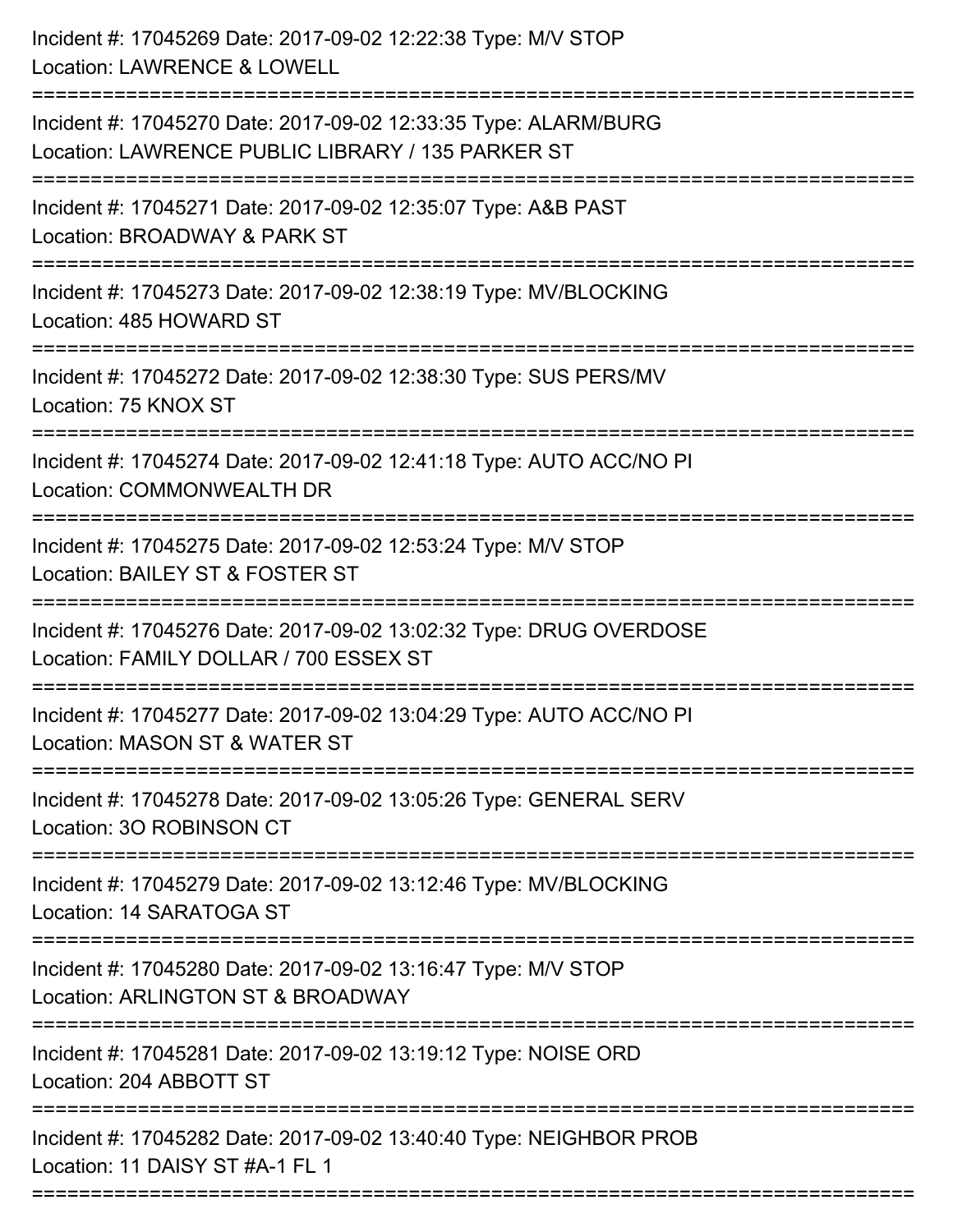Incident #: 17045269 Date: 2017-09-02 12:22:38 Type: M/V STOP
Location: LAWRENCE & LOWELL

===========================================================================

Incident #: 17045270 Date: 2017-09-02 12:33:35 Type: ALARM/BURG
Location: LAWRENCE PUBLIC LIBRARY / 135 PARKER ST

===========================================================================

Incident #: 17045271 Date: 2017-09-02 12:35:07 Type: A&B PAST
Location: BROADWAY & PARK ST

===========================================================================

Incident #: 17045273 Date: 2017-09-02 12:38:19 Type: MV/BLOCKING
Location: 485 HOWARD ST

===========================================================================

Incident #: 17045272 Date: 2017-09-02 12:38:30 Type: SUS PERS/MV
Location: 75 KNOX ST

===========================================================================

Incident #: 17045274 Date: 2017-09-02 12:41:18 Type: AUTO ACC/NO PI
Location: COMMONWEALTH DR

===========================================================================

Incident #: 17045275 Date: 2017-09-02 12:53:24 Type: M/V STOP
Location: BAILEY ST & FOSTER ST

===========================================================================

Incident #: 17045276 Date: 2017-09-02 13:02:32 Type: DRUG OVERDOSE
Location: FAMILY DOLLAR / 700 ESSEX ST

===========================================================================

Incident #: 17045277 Date: 2017-09-02 13:04:29 Type: AUTO ACC/NO PI
Location: MASON ST & WATER ST

===========================================================================

Incident #: 17045278 Date: 2017-09-02 13:05:26 Type: GENERAL SERV
Location: 3O ROBINSON CT

===========================================================================

Incident #: 17045279 Date: 2017-09-02 13:12:46 Type: MV/BLOCKING
Location: 14 SARATOGA ST

===========================================================================

Incident #: 17045280 Date: 2017-09-02 13:16:47 Type: M/V STOP
Location: ARLINGTON ST & BROADWAY

===========================================================================

Incident #: 17045281 Date: 2017-09-02 13:19:12 Type: NOISE ORD
Location: 204 ABBOTT ST

===========================================================================

Incident #: 17045282 Date: 2017-09-02 13:40:40 Type: NEIGHBOR PROB
Location: 11 DAISY ST #A-1 FL 1

===========================================================================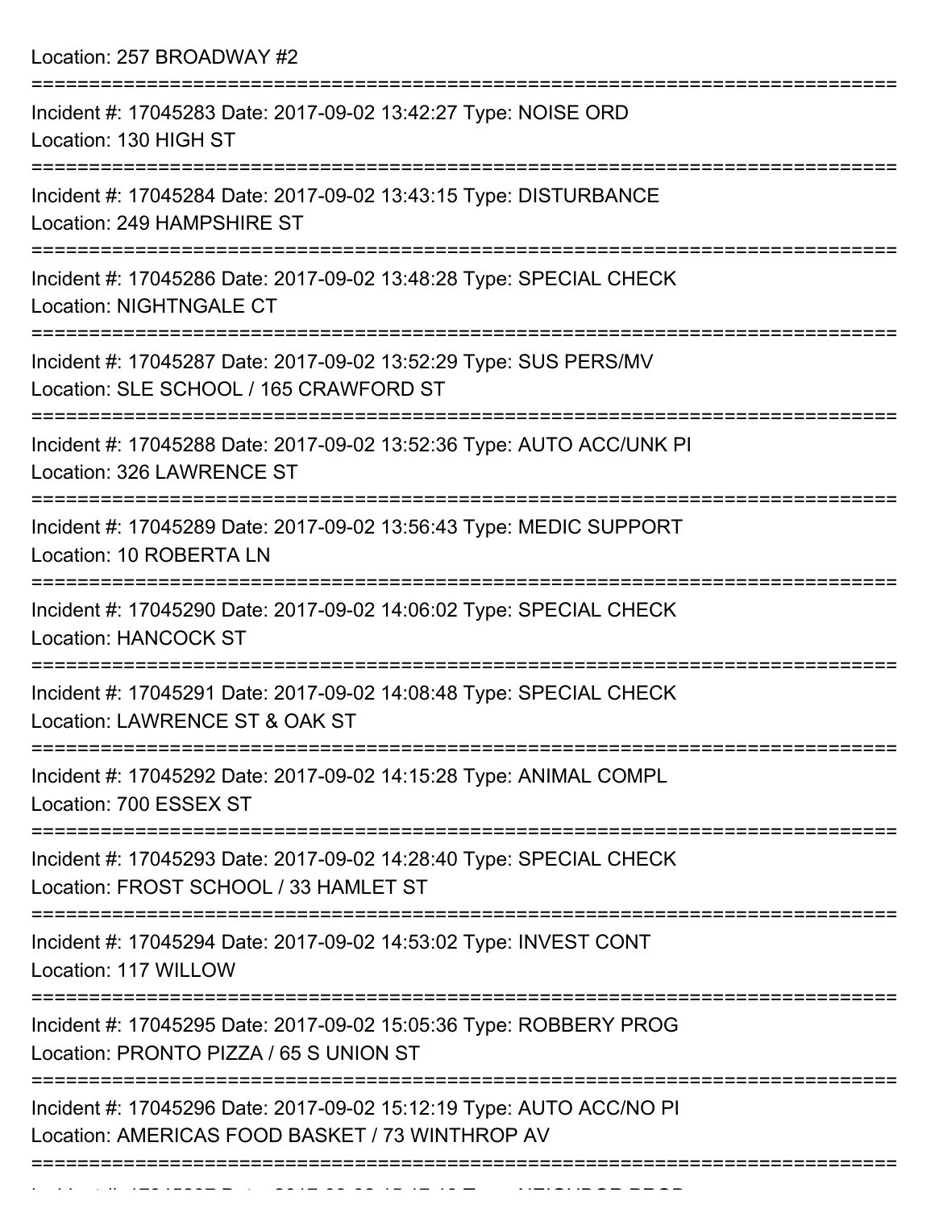Location: 257 BROADWAY #2

===========================================================================

Incident #: 17045283 Date: 2017-09-02 13:42:27 Type: NOISE ORD
Location: 130 HIGH ST

===========================================================================

Incident #: 17045284 Date: 2017-09-02 13:43:15 Type: DISTURBANCE
Location: 249 HAMPSHIRE ST

===========================================================================

Incident #: 17045286 Date: 2017-09-02 13:48:28 Type: SPECIAL CHECK
Location: NIGHTNGALE CT

===========================================================================

Incident #: 17045287 Date: 2017-09-02 13:52:29 Type: SUS PERS/MV
Location: SLE SCHOOL / 165 CRAWFORD ST

===========================================================================

Incident #: 17045288 Date: 2017-09-02 13:52:36 Type: AUTO ACC/UNK PI
Location: 326 LAWRENCE ST

===========================================================================

Incident #: 17045289 Date: 2017-09-02 13:56:43 Type: MEDIC SUPPORT
Location: 10 ROBERTA LN

===========================================================================

Incident #: 17045290 Date: 2017-09-02 14:06:02 Type: SPECIAL CHECK
Location: HANCOCK ST

===========================================================================

Incident #: 17045291 Date: 2017-09-02 14:08:48 Type: SPECIAL CHECK
Location: LAWRENCE ST & OAK ST

===========================================================================

Incident #: 17045292 Date: 2017-09-02 14:15:28 Type: ANIMAL COMPL
Location: 700 ESSEX ST

===========================================================================

Incident #: 17045293 Date: 2017-09-02 14:28:40 Type: SPECIAL CHECK
Location: FROST SCHOOL / 33 HAMLET ST

===========================================================================

Incident #: 17045294 Date: 2017-09-02 14:53:02 Type: INVEST CONT
Location: 117 WILLOW

===========================================================================

Incident #: 17045295 Date: 2017-09-02 15:05:36 Type: ROBBERY PROG
Location: PRONTO PIZZA / 65 S UNION ST

===========================================================================

Incident #: 17045296 Date: 2017-09-02 15:12:19 Type: AUTO ACC/NO PI
Location: AMERICAS FOOD BASKET / 73 WINTHROP AV

===========================================================================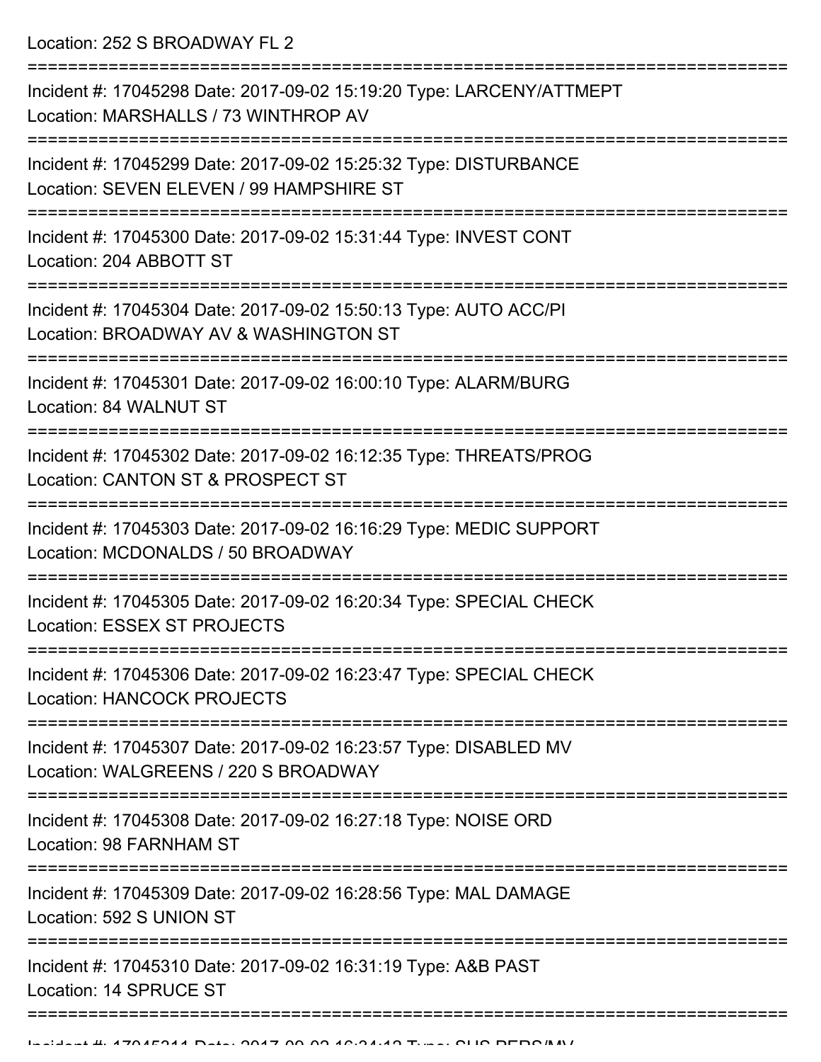Location: 252 S BROADWAY FL 2

===========================================================================

Incident #: 17045298 Date: 2017-09-02 15:19:20 Type: LARCENY/ATTMEPT
Location: MARSHALLS / 73 WINTHROP AV

===========================================================================

Incident #: 17045299 Date: 2017-09-02 15:25:32 Type: DISTURBANCE
Location: SEVEN ELEVEN / 99 HAMPSHIRE ST

===========================================================================

Incident #: 17045300 Date: 2017-09-02 15:31:44 Type: INVEST CONT
Location: 204 ABBOTT ST

===========================================================================

Incident #: 17045304 Date: 2017-09-02 15:50:13 Type: AUTO ACC/PI
Location: BROADWAY AV & WASHINGTON ST

===========================================================================

Incident #: 17045301 Date: 2017-09-02 16:00:10 Type: ALARM/BURG
Location: 84 WALNUT ST

===========================================================================

Incident #: 17045302 Date: 2017-09-02 16:12:35 Type: THREATS/PROG
Location: CANTON ST & PROSPECT ST

===========================================================================

Incident #: 17045303 Date: 2017-09-02 16:16:29 Type: MEDIC SUPPORT
Location: MCDONALDS / 50 BROADWAY

===========================================================================

Incident #: 17045305 Date: 2017-09-02 16:20:34 Type: SPECIAL CHECK
Location: ESSEX ST PROJECTS

===========================================================================

Incident #: 17045306 Date: 2017-09-02 16:23:47 Type: SPECIAL CHECK
Location: HANCOCK PROJECTS

===========================================================================

Incident #: 17045307 Date: 2017-09-02 16:23:57 Type: DISABLED MV
Location: WALGREENS / 220 S BROADWAY

===========================================================================

Incident #: 17045308 Date: 2017-09-02 16:27:18 Type: NOISE ORD
Location: 98 FARNHAM ST

===========================================================================

Incident #: 17045309 Date: 2017-09-02 16:28:56 Type: MAL DAMAGE
Location: 592 S UNION ST

===========================================================================

Incident #: 17045310 Date: 2017-09-02 16:31:19 Type: A&B PAST
Location: 14 SPRUCE ST

===========================================================================

Incident #: 17045311 Date: 2017-09-02 16:34:13 Type: SUS PERS/MV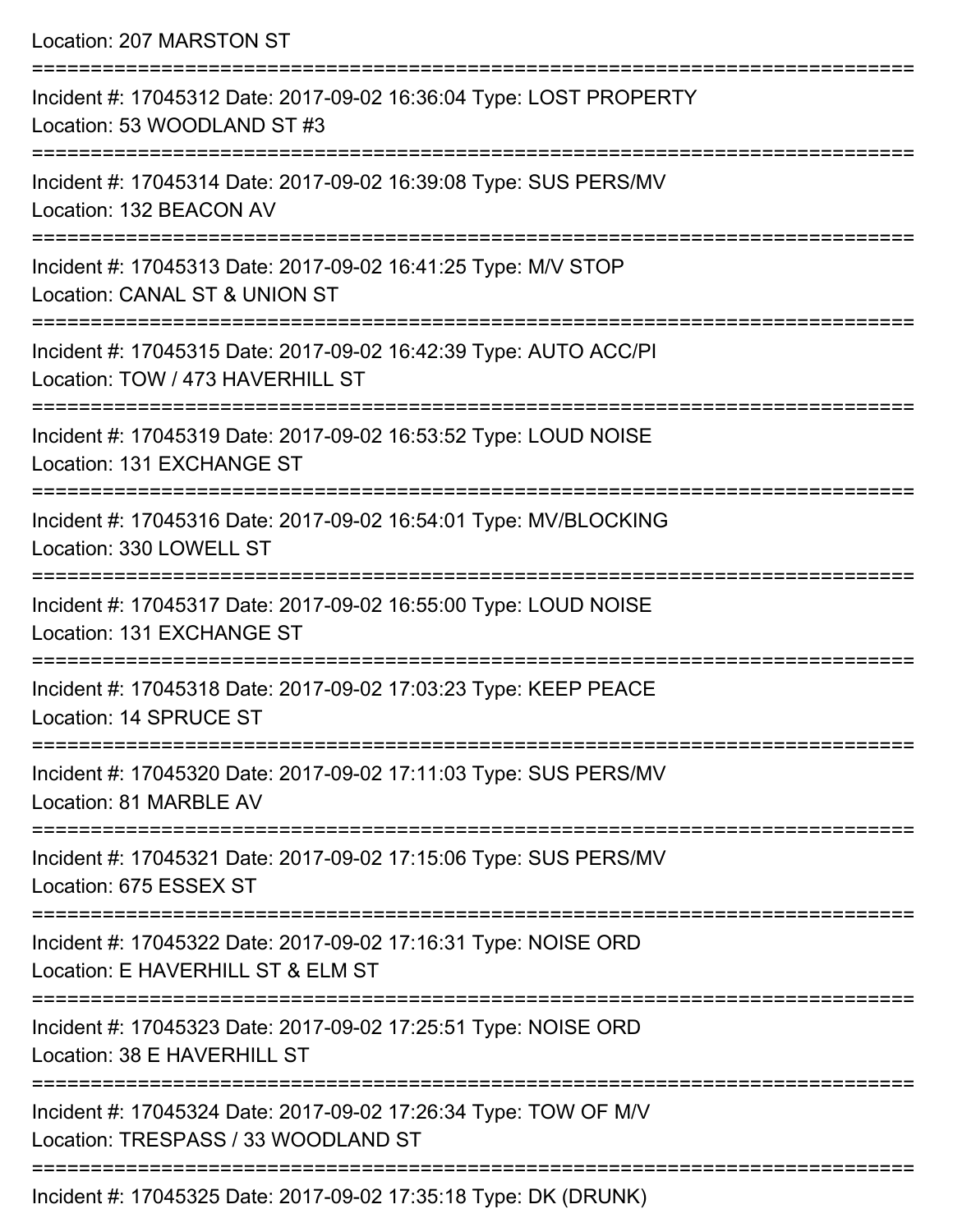Location: 207 MARSTON ST

===========================================================================

Incident #: 17045312 Date: 2017-09-02 16:36:04 Type: LOST PROPERTY
Location: 53 WOODLAND ST #3

===========================================================================

Incident #: 17045314 Date: 2017-09-02 16:39:08 Type: SUS PERS/MV
Location: 132 BEACON AV

===========================================================================

Incident #: 17045313 Date: 2017-09-02 16:41:25 Type: M/V STOP
Location: CANAL ST & UNION ST

===========================================================================

Incident #: 17045315 Date: 2017-09-02 16:42:39 Type: AUTO ACC/PI
Location: TOW / 473 HAVERHILL ST

===========================================================================

Incident #: 17045319 Date: 2017-09-02 16:53:52 Type: LOUD NOISE
Location: 131 EXCHANGE ST

===========================================================================

Incident #: 17045316 Date: 2017-09-02 16:54:01 Type: MV/BLOCKING
Location: 330 LOWELL ST

===========================================================================

Incident #: 17045317 Date: 2017-09-02 16:55:00 Type: LOUD NOISE
Location: 131 EXCHANGE ST

===========================================================================

Incident #: 17045318 Date: 2017-09-02 17:03:23 Type: KEEP PEACE
Location: 14 SPRUCE ST

===========================================================================

Incident #: 17045320 Date: 2017-09-02 17:11:03 Type: SUS PERS/MV
Location: 81 MARBLE AV

===========================================================================

Incident #: 17045321 Date: 2017-09-02 17:15:06 Type: SUS PERS/MV
Location: 675 ESSEX ST

===========================================================================

Incident #: 17045322 Date: 2017-09-02 17:16:31 Type: NOISE ORD
Location: E HAVERHILL ST & ELM ST

===========================================================================

Incident #: 17045323 Date: 2017-09-02 17:25:51 Type: NOISE ORD
Location: 38 E HAVERHILL ST

===========================================================================

Incident #: 17045324 Date: 2017-09-02 17:26:34 Type: TOW OF M/V
Location: TRESPASS / 33 WOODLAND ST

===========================================================================

Incident #: 17045325 Date: 2017-09-02 17:35:18 Type: DK (DRUNK)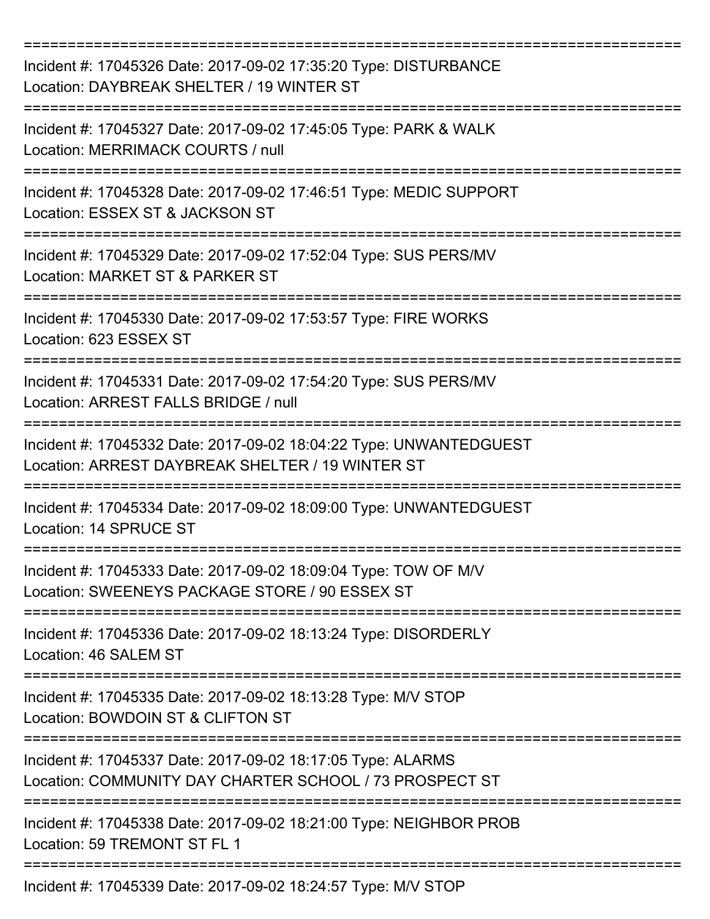===========================================================================
Incident #: 17045326 Date: 2017-09-02 17:35:20 Type: DISTURBANCE
Location: DAYBREAK SHELTER / 19 WINTER ST
===========================================================================
Incident #: 17045327 Date: 2017-09-02 17:45:05 Type: PARK & WALK
Location: MERRIMACK COURTS / null
===========================================================================
Incident #: 17045328 Date: 2017-09-02 17:46:51 Type: MEDIC SUPPORT
Location: ESSEX ST & JACKSON ST
===========================================================================
Incident #: 17045329 Date: 2017-09-02 17:52:04 Type: SUS PERS/MV
Location: MARKET ST & PARKER ST
===========================================================================
Incident #: 17045330 Date: 2017-09-02 17:53:57 Type: FIRE WORKS
Location: 623 ESSEX ST
===========================================================================
Incident #: 17045331 Date: 2017-09-02 17:54:20 Type: SUS PERS/MV
Location: ARREST FALLS BRIDGE / null
===========================================================================
Incident #: 17045332 Date: 2017-09-02 18:04:22 Type: UNWANTEDGUEST
Location: ARREST DAYBREAK SHELTER / 19 WINTER ST
===========================================================================
Incident #: 17045334 Date: 2017-09-02 18:09:00 Type: UNWANTEDGUEST
Location: 14 SPRUCE ST
===========================================================================
Incident #: 17045333 Date: 2017-09-02 18:09:04 Type: TOW OF M/V
Location: SWEENEYS PACKAGE STORE / 90 ESSEX ST
===========================================================================
Incident #: 17045336 Date: 2017-09-02 18:13:24 Type: DISORDERLY
Location: 46 SALEM ST
===========================================================================
Incident #: 17045335 Date: 2017-09-02 18:13:28 Type: M/V STOP
Location: BOWDOIN ST & CLIFTON ST
===========================================================================
Incident #: 17045337 Date: 2017-09-02 18:17:05 Type: ALARMS
Location: COMMUNITY DAY CHARTER SCHOOL / 73 PROSPECT ST
===========================================================================
Incident #: 17045338 Date: 2017-09-02 18:21:00 Type: NEIGHBOR PROB
Location: 59 TREMONT ST FL 1
===========================================================================
Incident #: 17045339 Date: 2017-09-02 18:24:57 Type: M/V STOP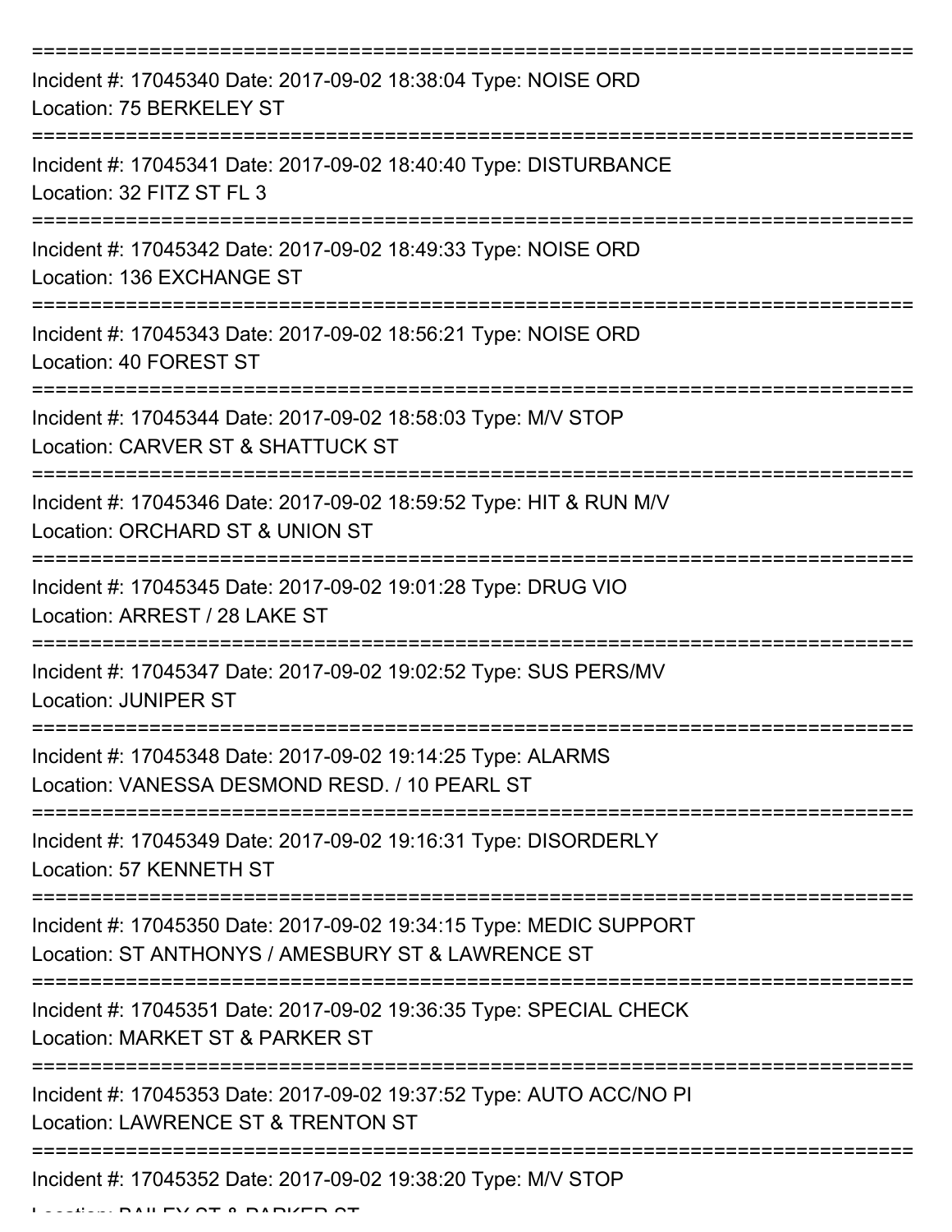===========================================================================

Incident #: 17045340 Date: 2017-09-02 18:38:04 Type: NOISE ORD
Location: 75 BERKELEY ST

===========================================================================

Incident #: 17045341 Date: 2017-09-02 18:40:40 Type: DISTURBANCE
Location: 32 FITZ ST FL 3

===========================================================================

Incident #: 17045342 Date: 2017-09-02 18:49:33 Type: NOISE ORD
Location: 136 EXCHANGE ST

===========================================================================

Incident #: 17045343 Date: 2017-09-02 18:56:21 Type: NOISE ORD
Location: 40 FOREST ST

===========================================================================

Incident #: 17045344 Date: 2017-09-02 18:58:03 Type: M/V STOP
Location: CARVER ST & SHATTUCK ST

===========================================================================

Incident #: 17045346 Date: 2017-09-02 18:59:52 Type: HIT & RUN M/V
Location: ORCHARD ST & UNION ST

===========================================================================

Incident #: 17045345 Date: 2017-09-02 19:01:28 Type: DRUG VIO
Location: ARREST / 28 LAKE ST

===========================================================================

Incident #: 17045347 Date: 2017-09-02 19:02:52 Type: SUS PERS/MV
Location: JUNIPER ST

===========================================================================

Incident #: 17045348 Date: 2017-09-02 19:14:25 Type: ALARMS
Location: VANESSA DESMOND RESD. / 10 PEARL ST

===========================================================================

Incident #: 17045349 Date: 2017-09-02 19:16:31 Type: DISORDERLY
Location: 57 KENNETH ST

===========================================================================

Incident #: 17045350 Date: 2017-09-02 19:34:15 Type: MEDIC SUPPORT
Location: ST ANTHONYS / AMESBURY ST & LAWRENCE ST

===========================================================================

Incident #: 17045351 Date: 2017-09-02 19:36:35 Type: SPECIAL CHECK
Location: MARKET ST & PARKER ST

===========================================================================

Incident #: 17045353 Date: 2017-09-02 19:37:52 Type: AUTO ACC/NO PI
Location: LAWRENCE ST & TRENTON ST

===========================================================================

Incident #: 17045352 Date: 2017-09-02 19:38:20 Type: M/V STOP
Location: BAILEY ST & PARKER ST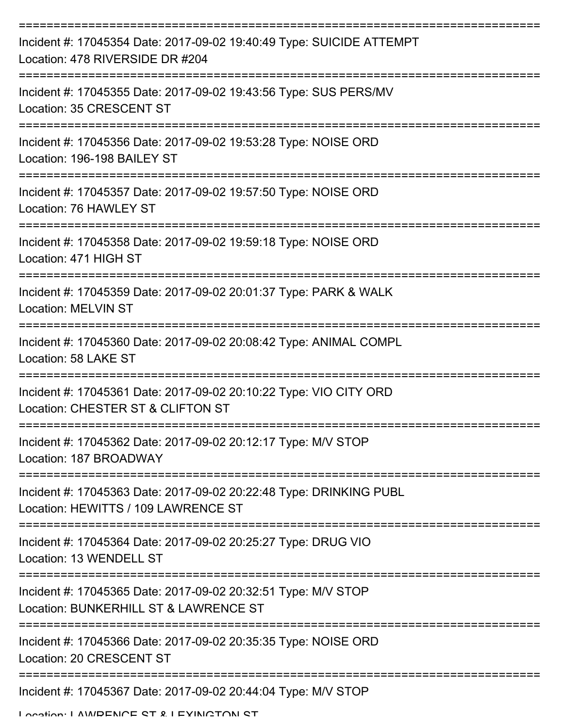===========================================================================

Incident #: 17045354 Date: 2017-09-02 19:40:49 Type: SUICIDE ATTEMPT
Location: 478 RIVERSIDE DR #204

===========================================================================

Incident #: 17045355 Date: 2017-09-02 19:43:56 Type: SUS PERS/MV
Location: 35 CRESCENT ST

===========================================================================

Incident #: 17045356 Date: 2017-09-02 19:53:28 Type: NOISE ORD
Location: 196-198 BAILEY ST

===========================================================================

Incident #: 17045357 Date: 2017-09-02 19:57:50 Type: NOISE ORD
Location: 76 HAWLEY ST

===========================================================================

Incident #: 17045358 Date: 2017-09-02 19:59:18 Type: NOISE ORD
Location: 471 HIGH ST

===========================================================================

Incident #: 17045359 Date: 2017-09-02 20:01:37 Type: PARK & WALK
Location: MELVIN ST

===========================================================================

Incident #: 17045360 Date: 2017-09-02 20:08:42 Type: ANIMAL COMPL
Location: 58 LAKE ST

===========================================================================

Incident #: 17045361 Date: 2017-09-02 20:10:22 Type: VIO CITY ORD
Location: CHESTER ST & CLIFTON ST

===========================================================================

Incident #: 17045362 Date: 2017-09-02 20:12:17 Type: M/V STOP
Location: 187 BROADWAY

===========================================================================

Incident #: 17045363 Date: 2017-09-02 20:22:48 Type: DRINKING PUBL
Location: HEWITTS / 109 LAWRENCE ST

===========================================================================

Incident #: 17045364 Date: 2017-09-02 20:25:27 Type: DRUG VIO
Location: 13 WENDELL ST

===========================================================================

Incident #: 17045365 Date: 2017-09-02 20:32:51 Type: M/V STOP
Location: BUNKERHILL ST & LAWRENCE ST

===========================================================================

Incident #: 17045366 Date: 2017-09-02 20:35:35 Type: NOISE ORD
Location: 20 CRESCENT ST

===========================================================================

Incident #: 17045367 Date: 2017-09-02 20:44:04 Type: M/V STOP
Location: LAWRENCE ST & LEXINGTON ST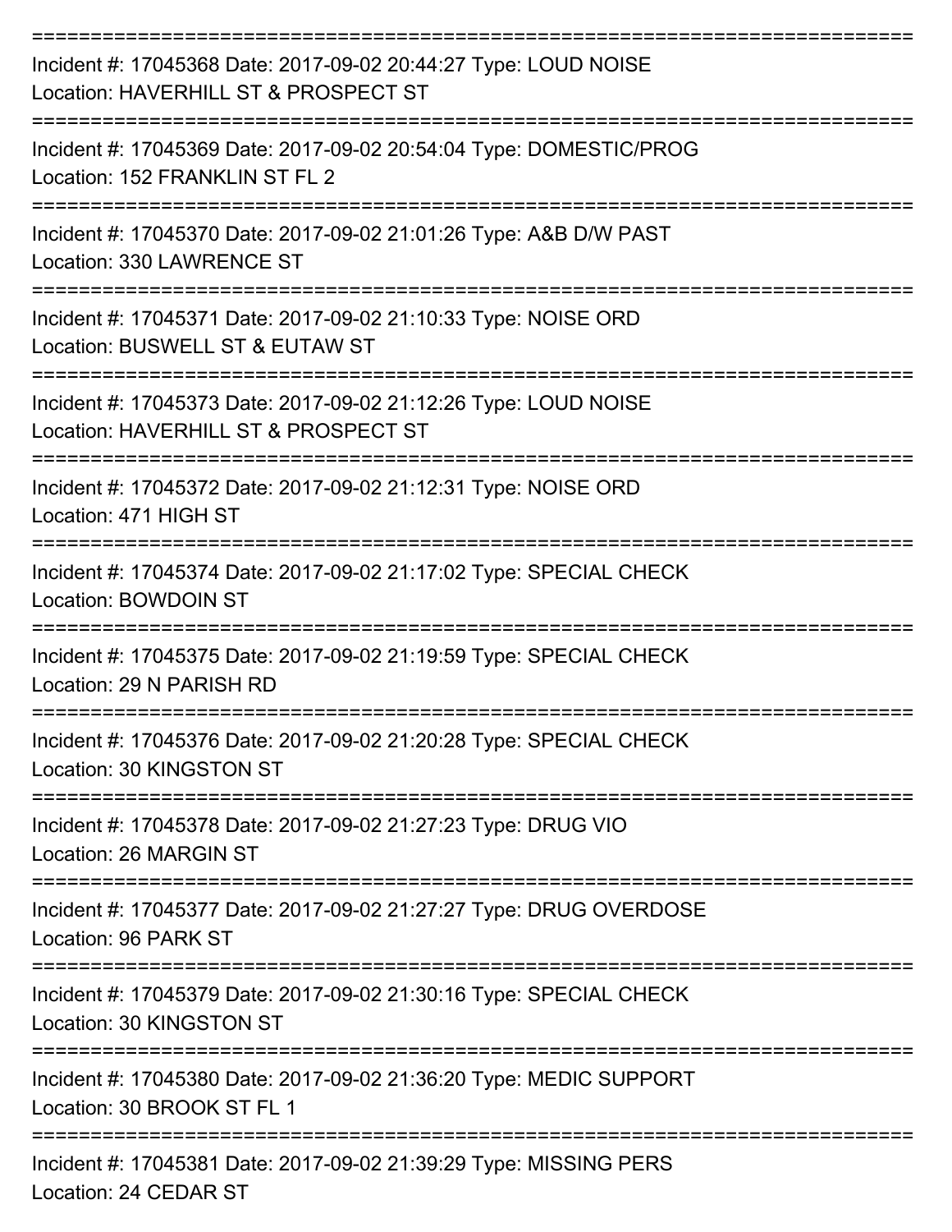===========================================================================
Incident #: 17045368 Date: 2017-09-02 20:44:27 Type: LOUD NOISE
Location: HAVERHILL ST & PROSPECT ST
===========================================================================
Incident #: 17045369 Date: 2017-09-02 20:54:04 Type: DOMESTIC/PROG
Location: 152 FRANKLIN ST FL 2
===========================================================================
Incident #: 17045370 Date: 2017-09-02 21:01:26 Type: A&B D/W PAST
Location: 330 LAWRENCE ST
===========================================================================
Incident #: 17045371 Date: 2017-09-02 21:10:33 Type: NOISE ORD
Location: BUSWELL ST & EUTAW ST
===========================================================================
Incident #: 17045373 Date: 2017-09-02 21:12:26 Type: LOUD NOISE
Location: HAVERHILL ST & PROSPECT ST
===========================================================================
Incident #: 17045372 Date: 2017-09-02 21:12:31 Type: NOISE ORD
Location: 471 HIGH ST
===========================================================================
Incident #: 17045374 Date: 2017-09-02 21:17:02 Type: SPECIAL CHECK
Location: BOWDOIN ST
===========================================================================
Incident #: 17045375 Date: 2017-09-02 21:19:59 Type: SPECIAL CHECK
Location: 29 N PARISH RD
===========================================================================
Incident #: 17045376 Date: 2017-09-02 21:20:28 Type: SPECIAL CHECK
Location: 30 KINGSTON ST
===========================================================================
Incident #: 17045378 Date: 2017-09-02 21:27:23 Type: DRUG VIO
Location: 26 MARGIN ST
===========================================================================
Incident #: 17045377 Date: 2017-09-02 21:27:27 Type: DRUG OVERDOSE
Location: 96 PARK ST
===========================================================================
Incident #: 17045379 Date: 2017-09-02 21:30:16 Type: SPECIAL CHECK
Location: 30 KINGSTON ST
===========================================================================
Incident #: 17045380 Date: 2017-09-02 21:36:20 Type: MEDIC SUPPORT
Location: 30 BROOK ST FL 1
===========================================================================
Incident #: 17045381 Date: 2017-09-02 21:39:29 Type: MISSING PERS
Location: 24 CEDAR ST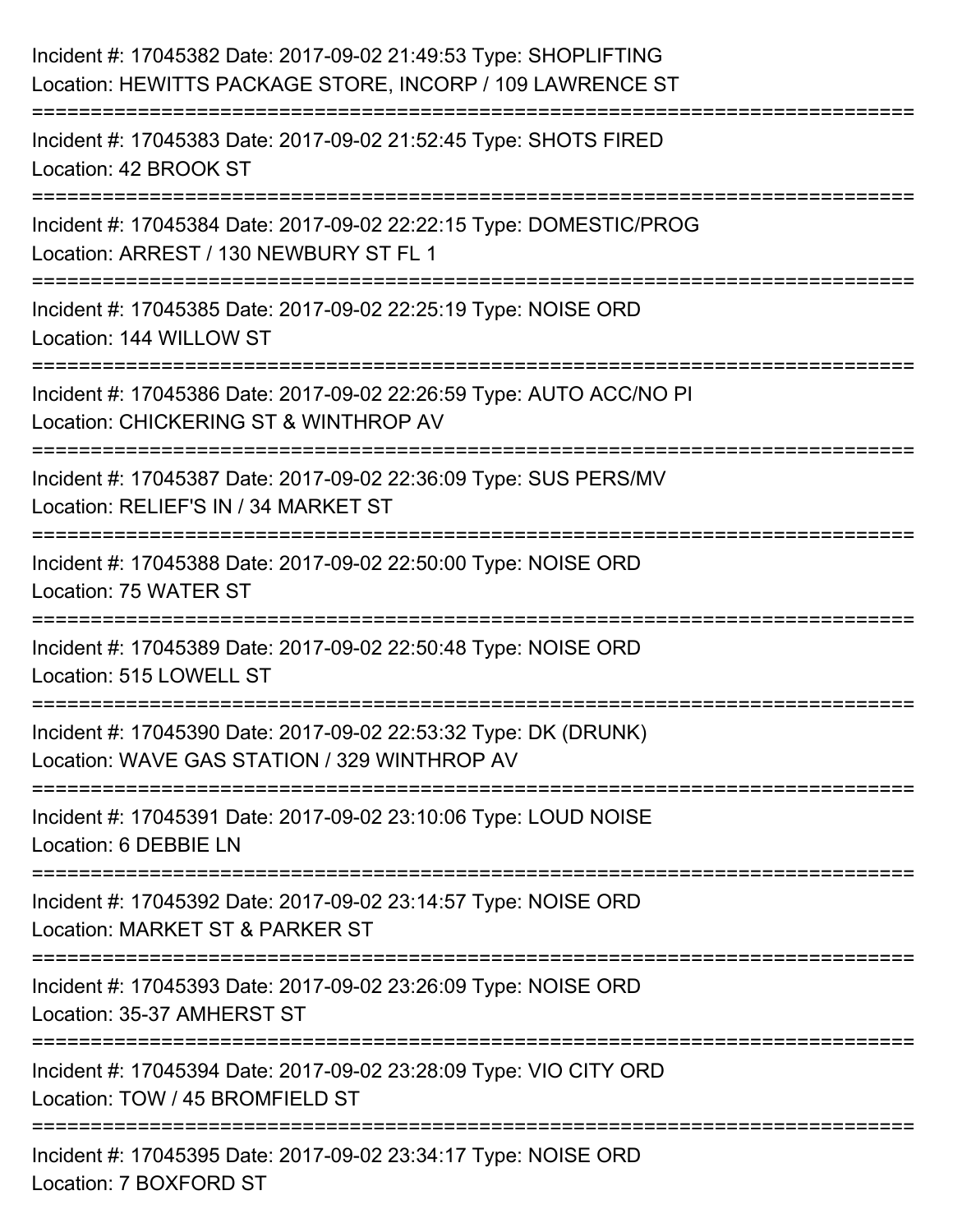Incident #: 17045382 Date: 2017-09-02 21:49:53 Type: SHOPLIFTING
Location: HEWITTS PACKAGE STORE, INCORP / 109 LAWRENCE ST

===========================================================================

Incident #: 17045383 Date: 2017-09-02 21:52:45 Type: SHOTS FIRED
Location: 42 BROOK ST

===========================================================================

Incident #: 17045384 Date: 2017-09-02 22:22:15 Type: DOMESTIC/PROG
Location: ARREST / 130 NEWBURY ST FL 1

===========================================================================

Incident #: 17045385 Date: 2017-09-02 22:25:19 Type: NOISE ORD
Location: 144 WILLOW ST

===========================================================================

Incident #: 17045386 Date: 2017-09-02 22:26:59 Type: AUTO ACC/NO PI
Location: CHICKERING ST & WINTHROP AV

===========================================================================

Incident #: 17045387 Date: 2017-09-02 22:36:09 Type: SUS PERS/MV
Location: RELIEF'S IN / 34 MARKET ST

===========================================================================

Incident #: 17045388 Date: 2017-09-02 22:50:00 Type: NOISE ORD
Location: 75 WATER ST

===========================================================================

Incident #: 17045389 Date: 2017-09-02 22:50:48 Type: NOISE ORD
Location: 515 LOWELL ST

===========================================================================

Incident #: 17045390 Date: 2017-09-02 22:53:32 Type: DK (DRUNK)
Location: WAVE GAS STATION / 329 WINTHROP AV

===========================================================================

Incident #: 17045391 Date: 2017-09-02 23:10:06 Type: LOUD NOISE
Location: 6 DEBBIE LN

===========================================================================

Incident #: 17045392 Date: 2017-09-02 23:14:57 Type: NOISE ORD
Location: MARKET ST & PARKER ST

===========================================================================

Incident #: 17045393 Date: 2017-09-02 23:26:09 Type: NOISE ORD
Location: 35-37 AMHERST ST

===========================================================================

Incident #: 17045394 Date: 2017-09-02 23:28:09 Type: VIO CITY ORD
Location: TOW / 45 BROMFIELD ST

===========================================================================

Incident #: 17045395 Date: 2017-09-02 23:34:17 Type: NOISE ORD
Location: 7 BOXFORD ST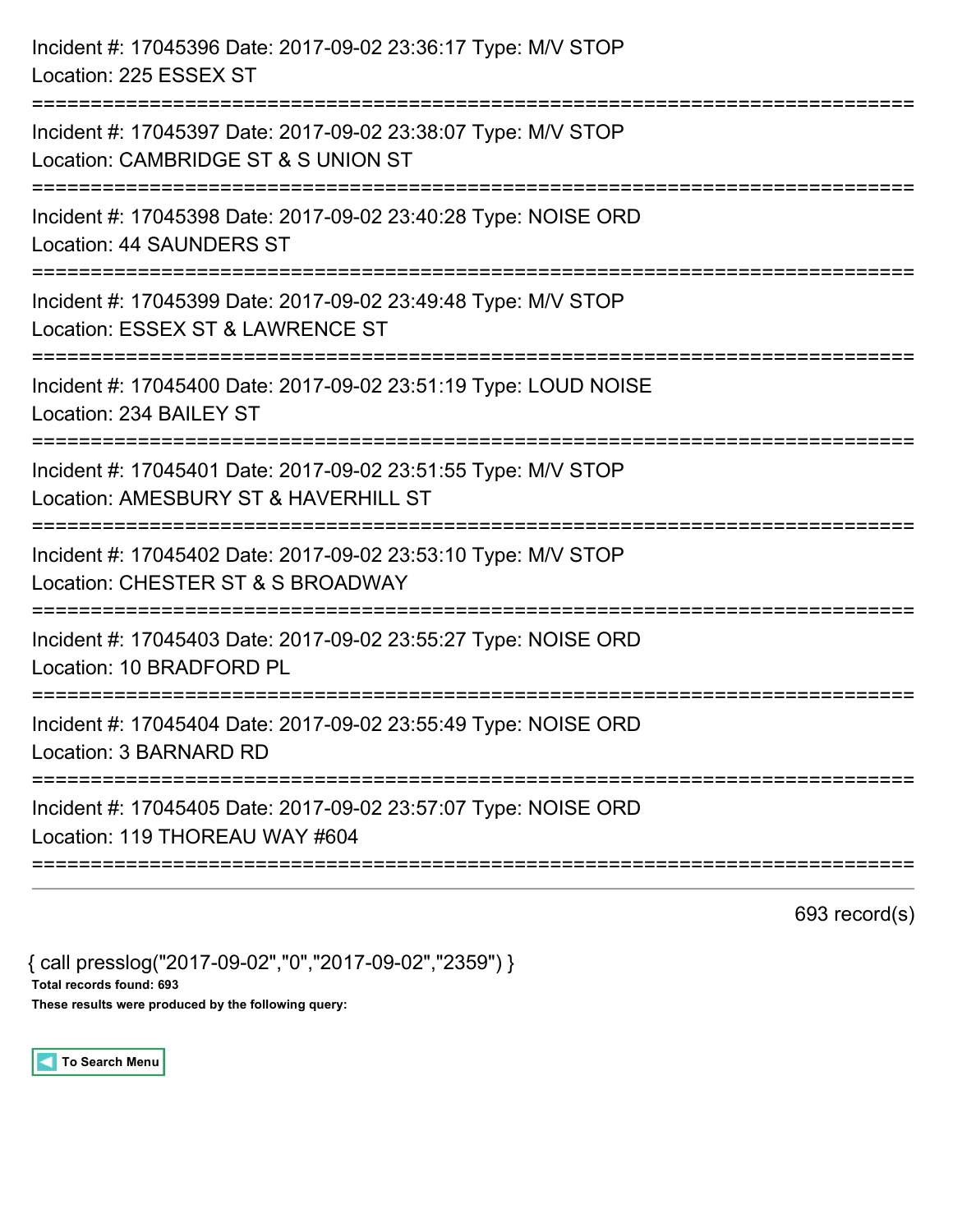Incident #: 17045396 Date: 2017-09-02 23:36:17 Type: M/V STOP
Location: 225 ESSEX ST

===========================================================================

Incident #: 17045397 Date: 2017-09-02 23:38:07 Type: M/V STOP
Location: CAMBRIDGE ST & S UNION ST

===========================================================================

Incident #: 17045398 Date: 2017-09-02 23:40:28 Type: NOISE ORD
Location: 44 SAUNDERS ST

===========================================================================

Incident #: 17045399 Date: 2017-09-02 23:49:48 Type: M/V STOP
Location: ESSEX ST & LAWRENCE ST

===========================================================================

Incident #: 17045400 Date: 2017-09-02 23:51:19 Type: LOUD NOISE
Location: 234 BAILEY ST

===========================================================================

Incident #: 17045401 Date: 2017-09-02 23:51:55 Type: M/V STOP
Location: AMESBURY ST & HAVERHILL ST

===========================================================================

Incident #: 17045402 Date: 2017-09-02 23:53:10 Type: M/V STOP
Location: CHESTER ST & S BROADWAY

===========================================================================

Incident #: 17045403 Date: 2017-09-02 23:55:27 Type: NOISE ORD
Location: 10 BRADFORD PL

===========================================================================

Incident #: 17045404 Date: 2017-09-02 23:55:49 Type: NOISE ORD
Location: 3 BARNARD RD

===========================================================================

Incident #: 17045405 Date: 2017-09-02 23:57:07 Type: NOISE ORD
Location: 119 THOREAU WAY #604

===========================================================================

693 record(s)

{ call presslog("2017-09-02","0","2017-09-02","2359") }

**Total records found: 693**

**These results were produced by the following query:**

To Search Menu